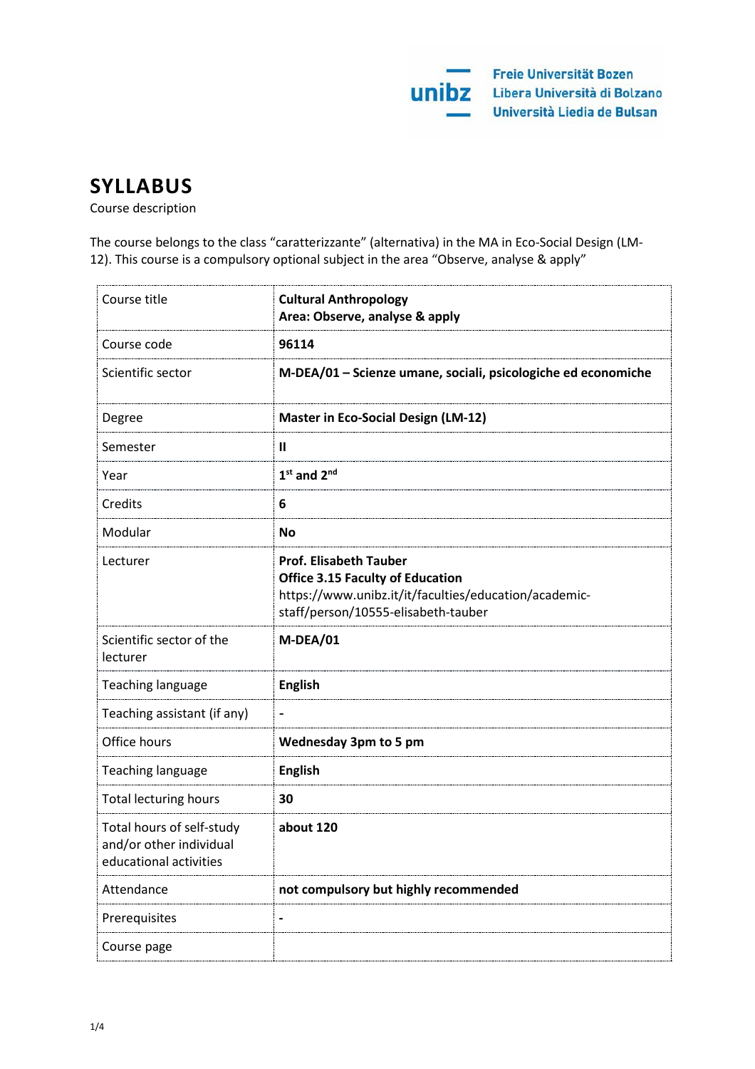Freie Universität Bozen
Libera Università di Bolzano
Università Liedia de Bulsan

# SYLLABUS

Course description

The course belongs to the class "caratterizzante" (alternativa) in the MA in Eco-Social Design (LM-12). This course is a compulsory optional subject in the area "Observe, analyse & apply"

| | |
|---|---|
| Course title | **Cultural Anthropology**<br>**Area: Observe, analyse & apply** |
| Course code | **96114** |
| Scientific sector | **M-DEA/01 – Scienze umane, sociali, psicologiche ed economiche** |
| Degree | **Master in Eco-Social Design (LM-12)** |
| Semester | **II** |
| Year | **1st and 2nd** |
| Credits | **6** |
| Modular | **No** |
| Lecturer | **Prof. Elisabeth Tauber**<br>**Office 3.15 Faculty of Education**<br>https://www.unibz.it/it/faculties/education/academic-staff/person/10555-elisabeth-tauber |
| Scientific sector of the lecturer | **M-DEA/01** |
| Teaching language | **English** |
| Teaching assistant (if any) | **-** |
| Office hours | **Wednesday 3pm to 5 pm** |
| Teaching language | **English** |
| Total lecturing hours | **30** |
| Total hours of self-study and/or other individual educational activities | **about 120** |
| Attendance | **not compulsory but highly recommended** |
| Prerequisites | **-** |
| Course page | |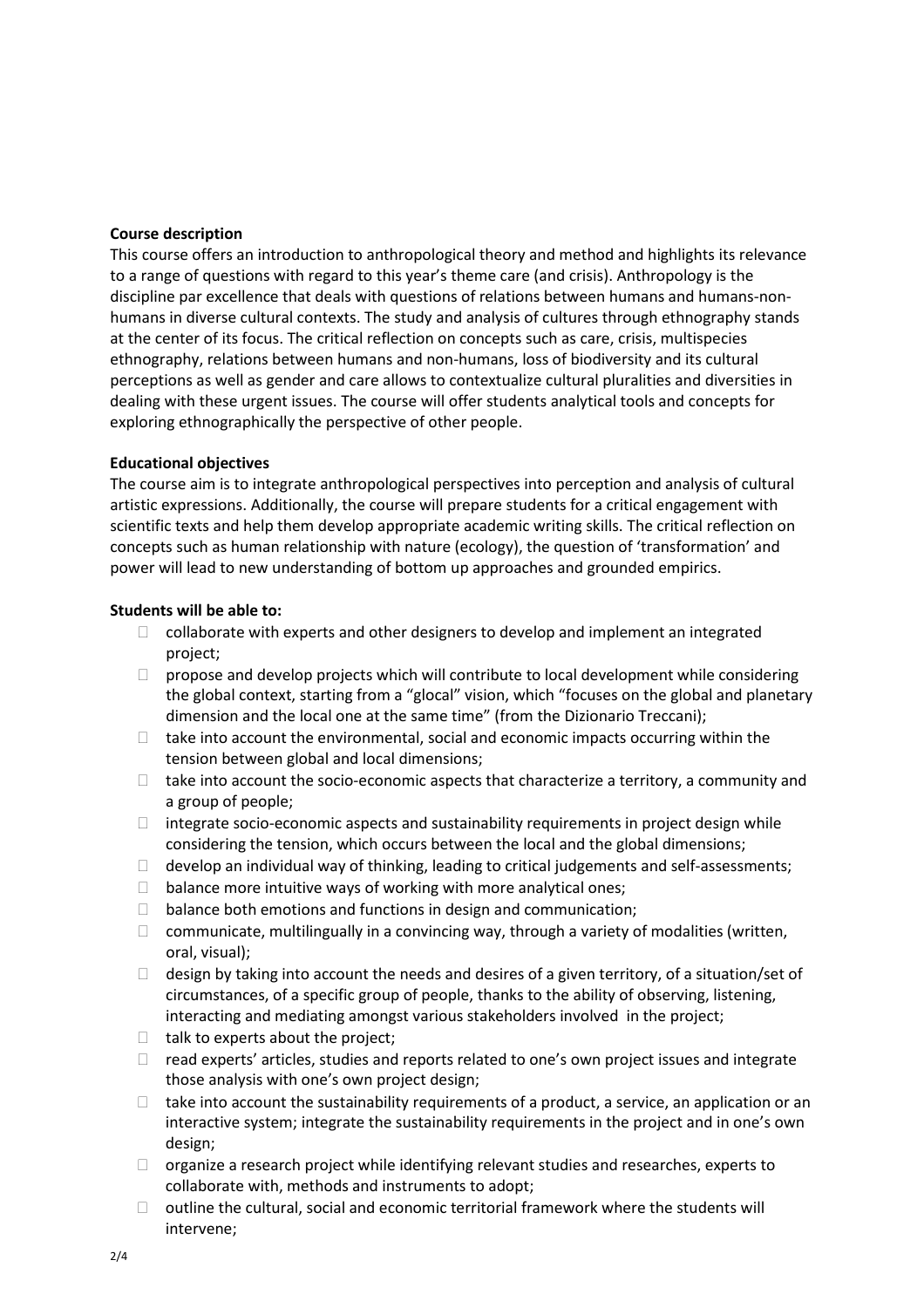**Course description**

This course offers an introduction to anthropological theory and method and highlights its relevance to a range of questions with regard to this year's theme care (and crisis). Anthropology is the discipline par excellence that deals with questions of relations between humans and humans-non-humans in diverse cultural contexts. The study and analysis of cultures through ethnography stands at the center of its focus. The critical reflection on concepts such as care, crisis, multispecies ethnography, relations between humans and non-humans, loss of biodiversity and its cultural perceptions as well as gender and care allows to contextualize cultural pluralities and diversities in dealing with these urgent issues. The course will offer students analytical tools and concepts for exploring ethnographically the perspective of other people.

**Educational objectives**

The course aim is to integrate anthropological perspectives into perception and analysis of cultural artistic expressions. Additionally, the course will prepare students for a critical engagement with scientific texts and help them develop appropriate academic writing skills. The critical reflection on concepts such as human relationship with nature (ecology), the question of 'transformation' and power will lead to new understanding of bottom up approaches and grounded empirics.

**Students will be able to:**

- collaborate with experts and other designers to develop and implement an integrated project;
- propose and develop projects which will contribute to local development while considering the global context, starting from a "glocal" vision, which "focuses on the global and planetary dimension and the local one at the same time" (from the Dizionario Treccani);
- take into account the environmental, social and economic impacts occurring within the tension between global and local dimensions;
- take into account the socio-economic aspects that characterize a territory, a community and a group of people;
- integrate socio-economic aspects and sustainability requirements in project design while considering the tension, which occurs between the local and the global dimensions;
- develop an individual way of thinking, leading to critical judgements and self-assessments;
- balance more intuitive ways of working with more analytical ones;
- balance both emotions and functions in design and communication;
- communicate, multilingually in a convincing way, through a variety of modalities (written, oral, visual);
- design by taking into account the needs and desires of a given territory, of a situation/set of circumstances, of a specific group of people, thanks to the ability of observing, listening, interacting and mediating amongst various stakeholders involved in the project;
- talk to experts about the project;
- read experts' articles, studies and reports related to one's own project issues and integrate those analysis with one's own project design;
- take into account the sustainability requirements of a product, a service, an application or an interactive system; integrate the sustainability requirements in the project and in one's own design;
- organize a research project while identifying relevant studies and researches, experts to collaborate with, methods and instruments to adopt;
- outline the cultural, social and economic territorial framework where the students will intervene;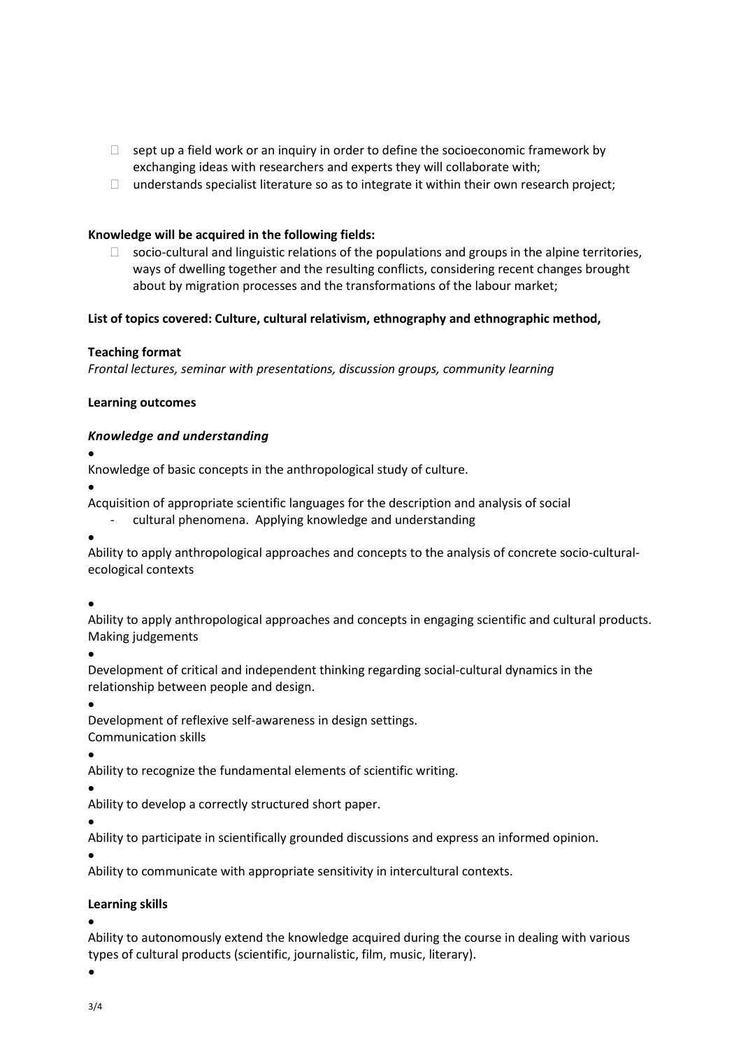- sept up a field work or an inquiry in order to define the socioeconomic framework by exchanging ideas with researchers and experts they will collaborate with;
- understands specialist literature so as to integrate it within their own research project;

**Knowledge will be acquired in the following fields:**

- socio-cultural and linguistic relations of the populations and groups in the alpine territories, ways of dwelling together and the resulting conflicts, considering recent changes brought about by migration processes and the transformations of the labour market;

**List of topics covered: Culture, cultural relativism, ethnography and ethnographic method,**

**Teaching format**

*Frontal lectures, seminar with presentations, discussion groups, community learning*

**Learning outcomes**

***Knowledge and understanding***

- Knowledge of basic concepts in the anthropological study of culture.
- Acquisition of appropriate scientific languages for the description and analysis of social
  - cultural phenomena. Applying knowledge and understanding
- Ability to apply anthropological approaches and concepts to the analysis of concrete socio-cultural-ecological contexts
- Ability to apply anthropological approaches and concepts in engaging scientific and cultural products. Making judgements
- Development of critical and independent thinking regarding social-cultural dynamics in the relationship between people and design.
- Development of reflexive self-awareness in design settings.

Communication skills

- Ability to recognize the fundamental elements of scientific writing.
- Ability to develop a correctly structured short paper.
- Ability to participate in scientifically grounded discussions and express an informed opinion.
- Ability to communicate with appropriate sensitivity in intercultural contexts.

**Learning skills**

- Ability to autonomously extend the knowledge acquired during the course in dealing with various types of cultural products (scientific, journalistic, film, music, literary).
-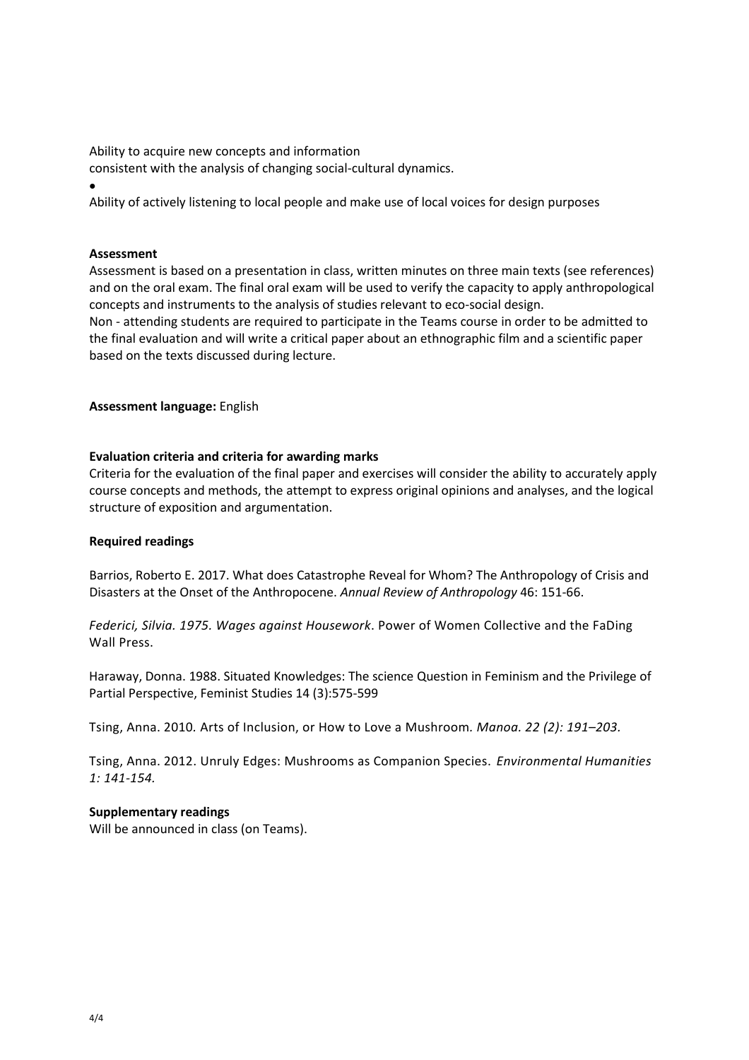Ability to acquire new concepts and information
consistent with the analysis of changing social-cultural dynamics.

- Ability of actively listening to local people and make use of local voices for design purposes

**Assessment**

Assessment is based on a presentation in class, written minutes on three main texts (see references) and on the oral exam. The final oral exam will be used to verify the capacity to apply anthropological concepts and instruments to the analysis of studies relevant to eco-social design.
Non - attending students are required to participate in the Teams course in order to be admitted to the final evaluation and will write a critical paper about an ethnographic film and a scientific paper based on the texts discussed during lecture.

**Assessment language:** English

**Evaluation criteria and criteria for awarding marks**

Criteria for the evaluation of the final paper and exercises will consider the ability to accurately apply course concepts and methods, the attempt to express original opinions and analyses, and the logical structure of exposition and argumentation.

**Required readings**

Barrios, Roberto E. 2017. What does Catastrophe Reveal for Whom? The Anthropology of Crisis and Disasters at the Onset of the Anthropocene. *Annual Review of Anthropology* 46: 151-66.

*Federici, Silvia. 1975. Wages against Housework*. Power of Women Collective and the FaDing Wall Press.

Haraway, Donna. 1988. Situated Knowledges: The science Question in Feminism and the Privilege of Partial Perspective, Feminist Studies 14 (3):575-599

Tsing, Anna. 2010. Arts of Inclusion, or How to Love a Mushroom. *Manoa. 22 (2): 191–203.*

Tsing, Anna. 2012. Unruly Edges: Mushrooms as Companion Species. *Environmental Humanities 1: 141-154.*

**Supplementary readings**

Will be announced in class (on Teams).